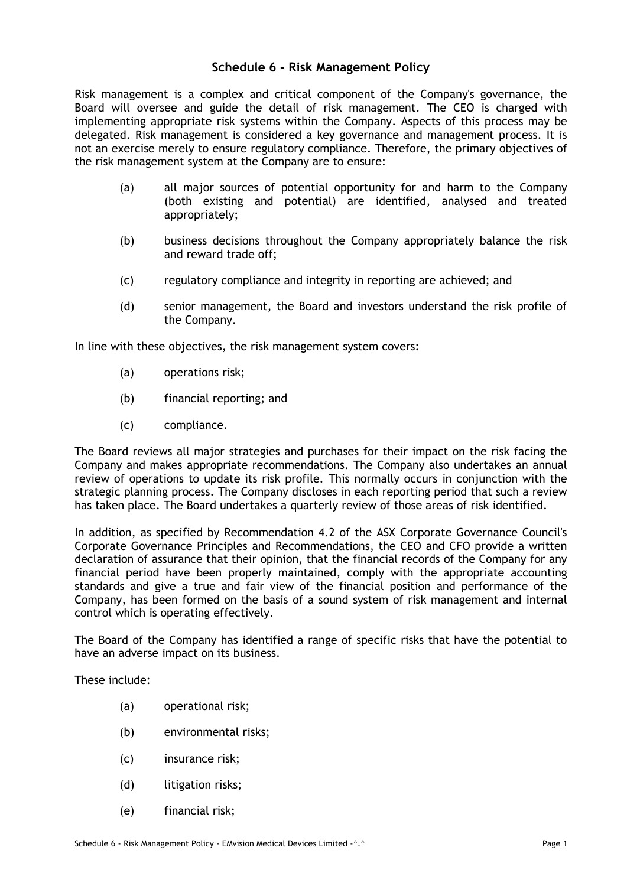## Schedule 6 - Risk Management Policy

Risk management is a complex and critical component of the Company's governance, the Board will oversee and guide the detail of risk management. The CEO is charged with implementing appropriate risk systems within the Company. Aspects of this process may be delegated. Risk management is considered a key governance and management process. It is not an exercise merely to ensure regulatory compliance. Therefore, the primary objectives of the risk management system at the Company are to ensure:

(a) all major sources of potential opportunity for and harm to the Company (both existing and potential) are identified, analysed and treated appropriately;

(b) business decisions throughout the Company appropriately balance the risk and reward trade off;

(c) regulatory compliance and integrity in reporting are achieved; and

(d) senior management, the Board and investors understand the risk profile of the Company.

In line with these objectives, the risk management system covers:

(a) operations risk;

(b) financial reporting; and

(c) compliance.

The Board reviews all major strategies and purchases for their impact on the risk facing the Company and makes appropriate recommendations. The Company also undertakes an annual review of operations to update its risk profile. This normally occurs in conjunction with the strategic planning process. The Company discloses in each reporting period that such a review has taken place. The Board undertakes a quarterly review of those areas of risk identified.

In addition, as specified by Recommendation 4.2 of the ASX Corporate Governance Council's Corporate Governance Principles and Recommendations, the CEO and CFO provide a written declaration of assurance that their opinion, that the financial records of the Company for any financial period have been properly maintained, comply with the appropriate accounting standards and give a true and fair view of the financial position and performance of the Company, has been formed on the basis of a sound system of risk management and internal control which is operating effectively.

The Board of the Company has identified a range of specific risks that have the potential to have an adverse impact on its business.

These include:

(a) operational risk;

(b) environmental risks;

(c) insurance risk;

(d) litigation risks;

(e) financial risk;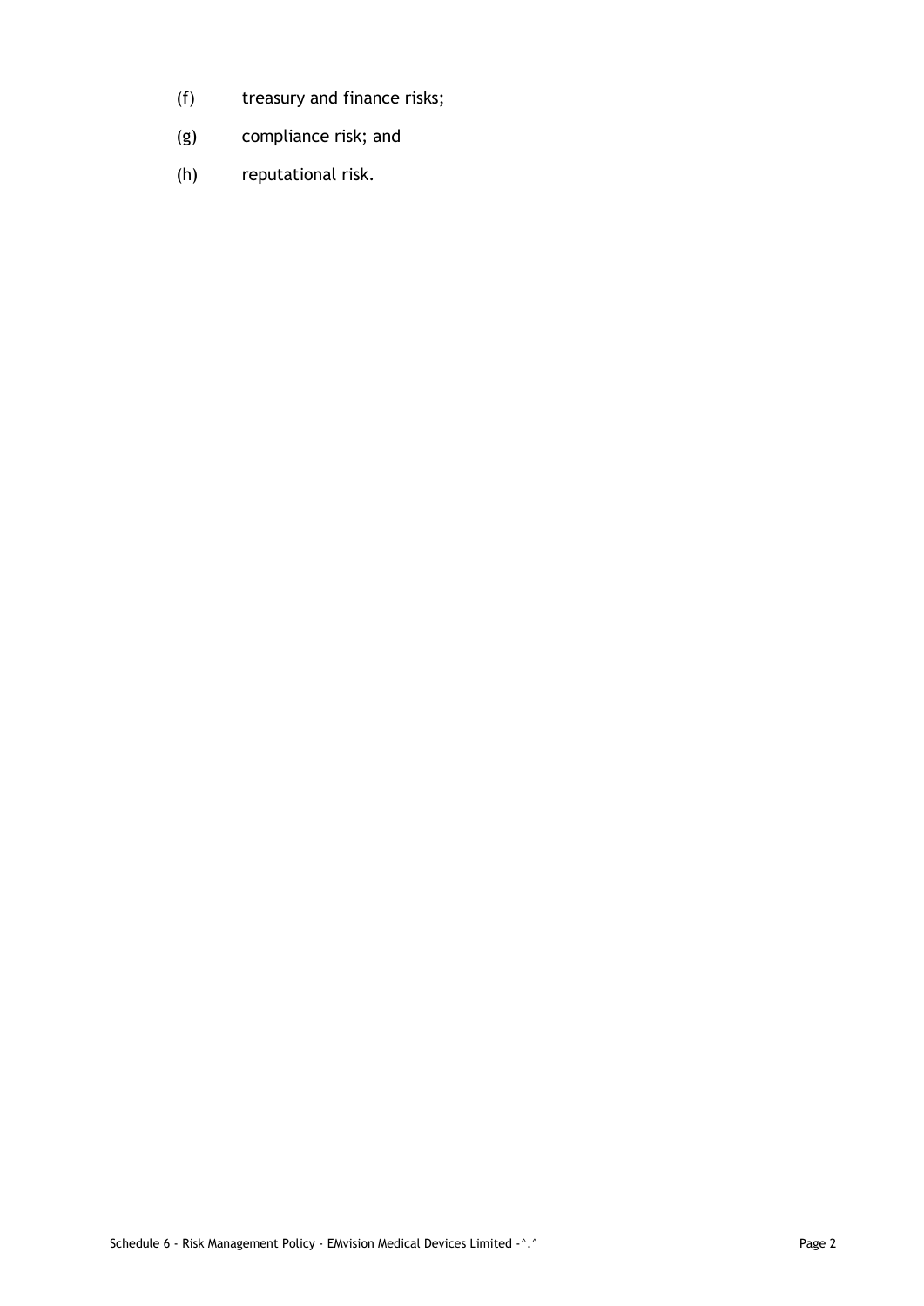(f) treasury and finance risks;

(g) compliance risk; and

(h) reputational risk.